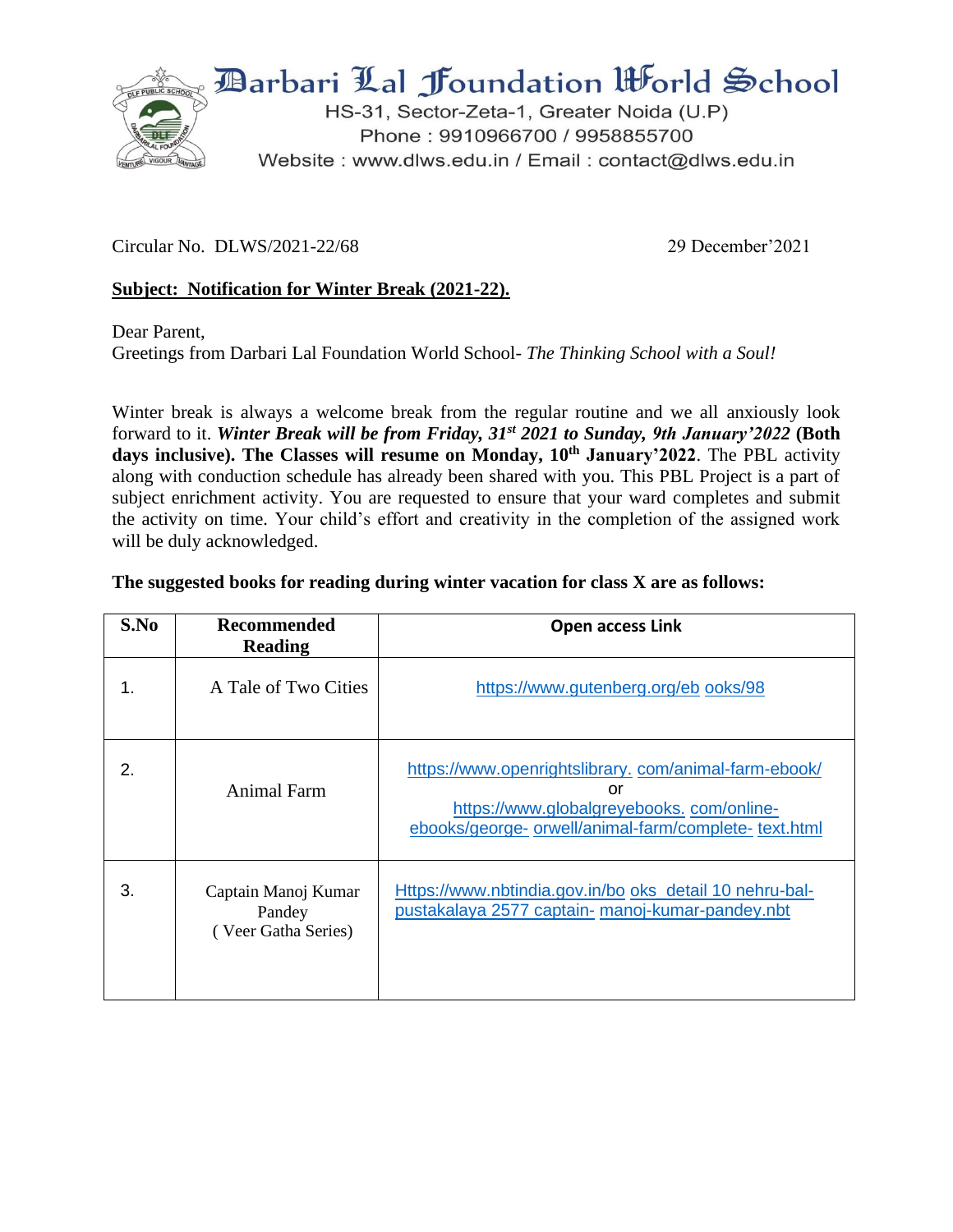# Darbari Lal Foundation World School

HS-31, Sector-Zeta-1, Greater Noida (U.P)
Phone : 9910966700 / 9958855700
Website : www.dlws.edu.in / Email : contact@dlws.edu.in

Circular No. DLWS/2021-22/68 29 December'2021

**Subject: Notification for Winter Break (2021-22).**

Dear Parent,
Greetings from Darbari Lal Foundation World School- *The Thinking School with a Soul!*

Winter break is always a welcome break from the regular routine and we all anxiously look forward to it. ***Winter Break will be from Friday, 31st 2021 to Sunday, 9th January'2022*** **(Both days inclusive). The Classes will resume on Monday, 10th January'2022**. The PBL activity along with conduction schedule has already been shared with you. This PBL Project is a part of subject enrichment activity. You are requested to ensure that your ward completes and submit the activity on time. Your child's effort and creativity in the completion of the assigned work will be duly acknowledged.

**The suggested books for reading during winter vacation for class X are as follows:**

| S.No | Recommended Reading | Open access Link |
|---|---|---|
| 1. | A Tale of Two Cities | https://www.gutenberg.org/eb ooks/98 |
| 2. | Animal Farm | https://www.openrightslibrary. com/animal-farm-ebook/ or https://www.globalgreyebooks. com/online-ebooks/george- orwell/animal-farm/complete- text.html |
| 3. | Captain Manoj Kumar Pandey ( Veer Gatha Series) | Https://www.nbtindia.gov.in/bo oks_detail 10 nehru-bal-pustakalaya 2577 captain- manoj-kumar-pandey.nbt |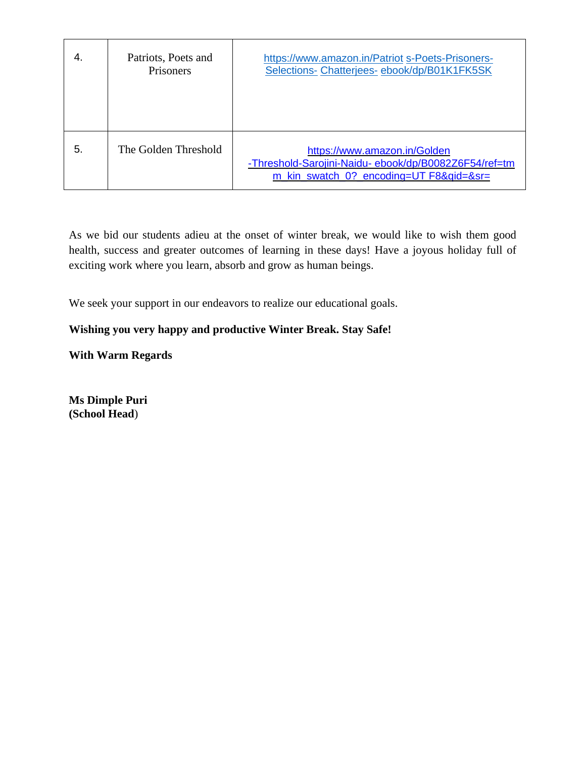| | | |
|---|---|---|
| 4. | Patriots, Poets and Prisoners | https://www.amazon.in/Patriot s-Poets-Prisoners-Selections- Chatterjees- ebook/dp/B01K1FK5SK |
| 5. | The Golden Threshold | https://www.amazon.in/Golden -Threshold-Sarojini-Naidu- ebook/dp/B0082Z6F54/ref=tm m_kin_swatch_0?_encoding=UT F8&qid=&sr= |

As we bid our students adieu at the onset of winter break, we would like to wish them good health, success and greater outcomes of learning in these days! Have a joyous holiday full of exciting work where you learn, absorb and grow as human beings.

We seek your support in our endeavors to realize our educational goals.

**Wishing you very happy and productive Winter Break. Stay Safe!**

**With Warm Regards**

**Ms Dimple Puri**
**(School Head**)